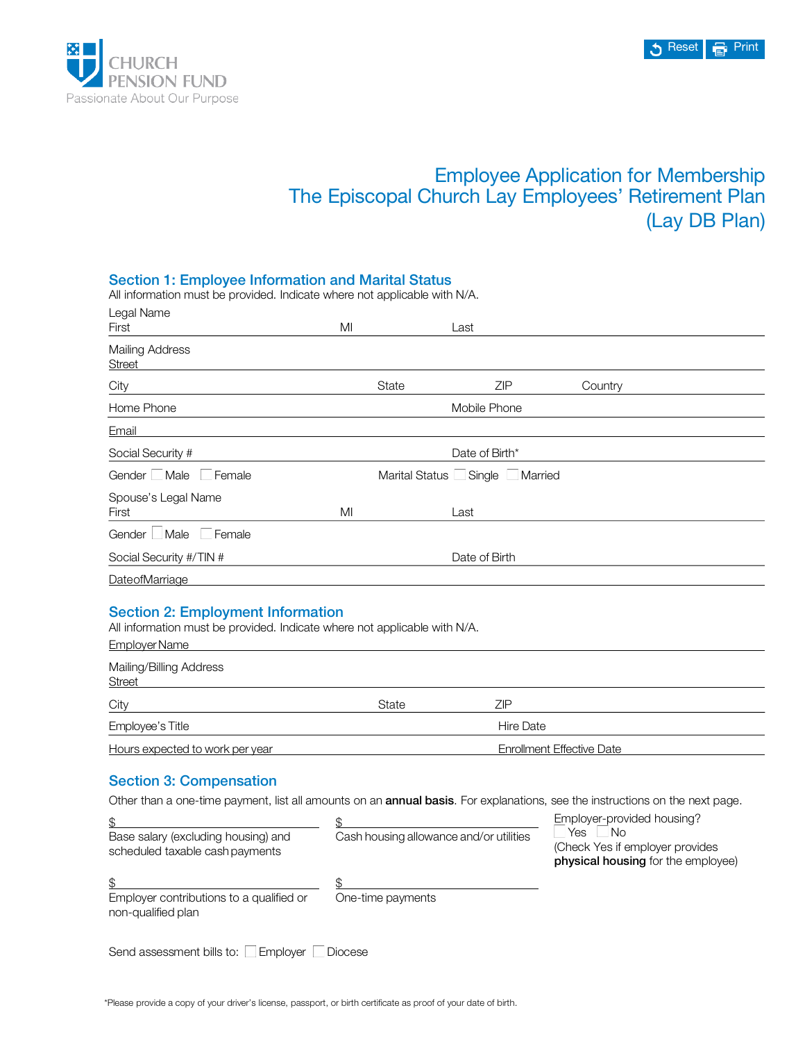CHURCH PENSION FUND
Passionate About Our Purpose

Reset   Print

# Employee Application for Membership
# The Episcopal Church Lay Employees' Retirement Plan
# (Lay DB Plan)

## Section 1: Employee Information and Marital Status

All information must be provided. Indicate where not applicable with N/A.

Legal Name
First &nbsp;&nbsp;&nbsp;&nbsp; MI &nbsp;&nbsp;&nbsp;&nbsp; Last

Mailing Address
Street

City &nbsp;&nbsp;&nbsp;&nbsp; State &nbsp;&nbsp;&nbsp;&nbsp; ZIP &nbsp;&nbsp;&nbsp;&nbsp; Country

Home Phone &nbsp;&nbsp;&nbsp;&nbsp; Mobile Phone

Email

Social Security # &nbsp;&nbsp;&nbsp;&nbsp; Date of Birth*

Gender ☐ Male ☐ Female &nbsp;&nbsp;&nbsp;&nbsp; Marital Status ☐ Single ☐ Married

Spouse's Legal Name
First &nbsp;&nbsp;&nbsp;&nbsp; MI &nbsp;&nbsp;&nbsp;&nbsp; Last

Gender ☐ Male ☐ Female

Social Security #/TIN # &nbsp;&nbsp;&nbsp;&nbsp; Date of Birth

DateofMarriage

## Section 2: Employment Information

All information must be provided. Indicate where not applicable with N/A.

Employer Name

Mailing/Billing Address
Street

City &nbsp;&nbsp;&nbsp;&nbsp; State &nbsp;&nbsp;&nbsp;&nbsp; ZIP

Employee's Title &nbsp;&nbsp;&nbsp;&nbsp; Hire Date

Hours expected to work per year &nbsp;&nbsp;&nbsp;&nbsp; Enrollment Effective Date

## Section 3: Compensation

Other than a one-time payment, list all amounts on an **annual basis**. For explanations, see the instructions on the next page.

$
Base salary (excluding housing) and scheduled taxable cash payments

$
Cash housing allowance and/or utilities

Employer-provided housing?
☐ Yes ☐ No
(Check Yes if employer provides **physical housing** for the employee)

$
Employer contributions to a qualified or non-qualified plan

$
One-time payments

Send assessment bills to: ☐ Employer ☐ Diocese

*Please provide a copy of your driver's license, passport, or birth certificate as proof of your date of birth.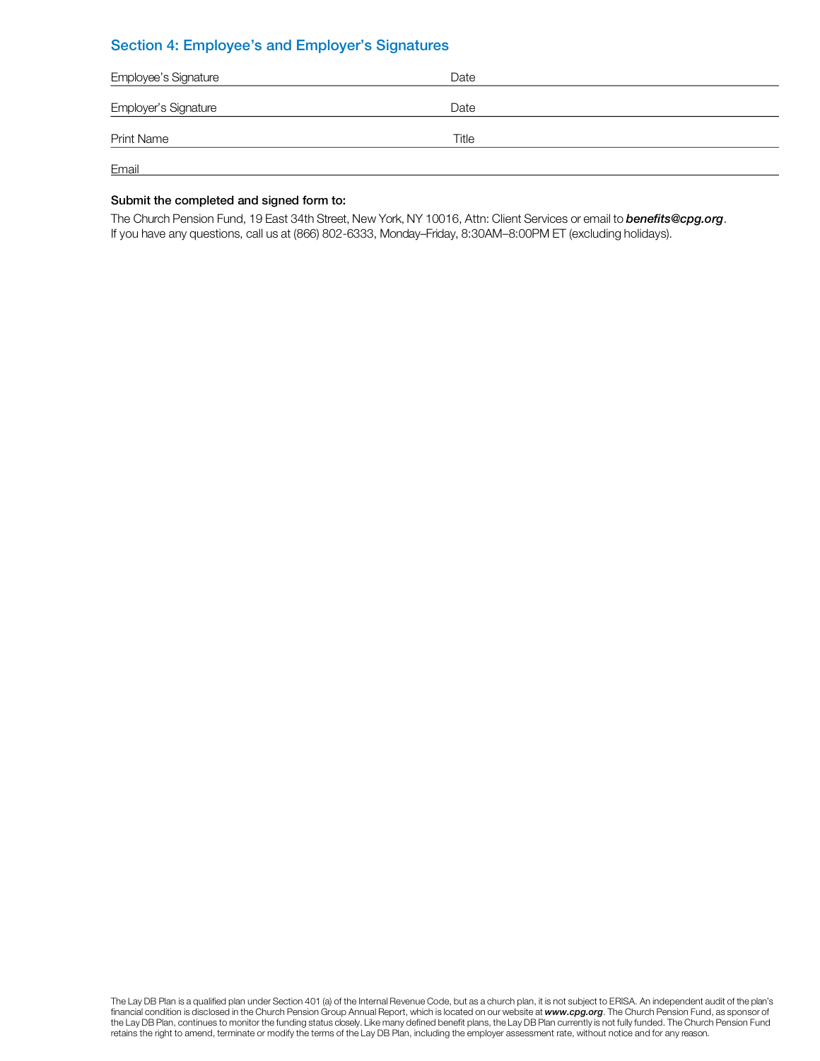## Section 4: Employee's and Employer's Signatures

Employee's Signature ____________________ Date ____________________

Employer's Signature ____________________ Date ____________________

Print Name ____________________ Title ____________________

Email ____________________

**Submit the completed and signed form to:**

The Church Pension Fund, 19 East 34th Street, New York, NY 10016, Attn: Client Services or email to ***benefits@cpg.org***.
If you have any questions, call us at (866) 802-6333, Monday–Friday, 8:30AM–8:00PM ET (excluding holidays).

The Lay DB Plan is a qualified plan under Section 401 (a) of the Internal Revenue Code, but as a church plan, it is not subject to ERISA. An independent audit of the plan's financial condition is disclosed in the Church Pension Group Annual Report, which is located on our website at ***www.cpg.org***. The Church Pension Fund, as sponsor of the Lay DB Plan, continues to monitor the funding status closely. Like many defined benefit plans, the Lay DB Plan currently is not fully funded. The Church Pension Fund retains the right to amend, terminate or modify the terms of the Lay DB Plan, including the employer assessment rate, without notice and for any reason.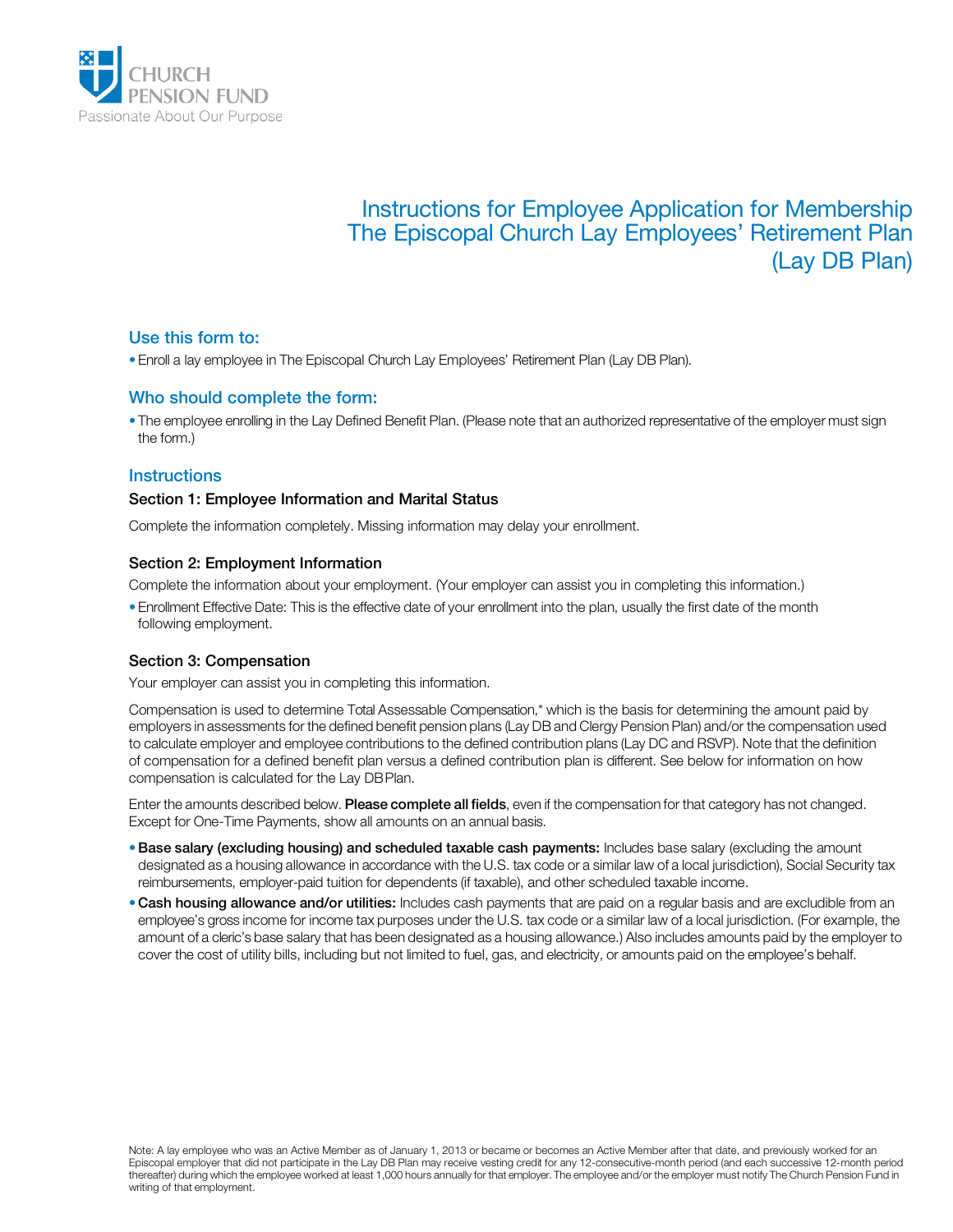CHURCH PENSION FUND
Passionate About Our Purpose

# Instructions for Employee Application for Membership The Episcopal Church Lay Employees' Retirement Plan (Lay DB Plan)

## Use this form to:

- Enroll a lay employee in The Episcopal Church Lay Employees' Retirement Plan (Lay DB Plan).

## Who should complete the form:

- The employee enrolling in the Lay Defined Benefit Plan. (Please note that an authorized representative of the employer must sign the form.)

## Instructions

### Section 1: Employee Information and Marital Status

Complete the information completely. Missing information may delay your enrollment.

### Section 2: Employment Information

Complete the information about your employment. (Your employer can assist you in completing this information.)

- Enrollment Effective Date: This is the effective date of your enrollment into the plan, usually the first date of the month following employment.

### Section 3: Compensation

Your employer can assist you in completing this information.

Compensation is used to determine Total Assessable Compensation,* which is the basis for determining the amount paid by employers in assessments for the defined benefit pension plans (Lay DB and Clergy Pension Plan) and/or the compensation used to calculate employer and employee contributions to the defined contribution plans (Lay DC and RSVP). Note that the definition of compensation for a defined benefit plan versus a defined contribution plan is different. See below for information on how compensation is calculated for the Lay DB Plan.

Enter the amounts described below. **Please complete all fields**, even if the compensation for that category has not changed. Except for One-Time Payments, show all amounts on an annual basis.

- **Base salary (excluding housing) and scheduled taxable cash payments:** Includes base salary (excluding the amount designated as a housing allowance in accordance with the U.S. tax code or a similar law of a local jurisdiction), Social Security tax reimbursements, employer-paid tuition for dependents (if taxable), and other scheduled taxable income.
- **Cash housing allowance and/or utilities:** Includes cash payments that are paid on a regular basis and are excludible from an employee's gross income for income tax purposes under the U.S. tax code or a similar law of a local jurisdiction. (For example, the amount of a cleric's base salary that has been designated as a housing allowance.) Also includes amounts paid by the employer to cover the cost of utility bills, including but not limited to fuel, gas, and electricity, or amounts paid on the employee's behalf.

Note: A lay employee who was an Active Member as of January 1, 2013 or became or becomes an Active Member after that date, and previously worked for an Episcopal employer that did not participate in the Lay DB Plan may receive vesting credit for any 12-consecutive-month period (and each successive 12-month period thereafter) during which the employee worked at least 1,000 hours annually for that employer. The employee and/or the employer must notify The Church Pension Fund in writing of that employment.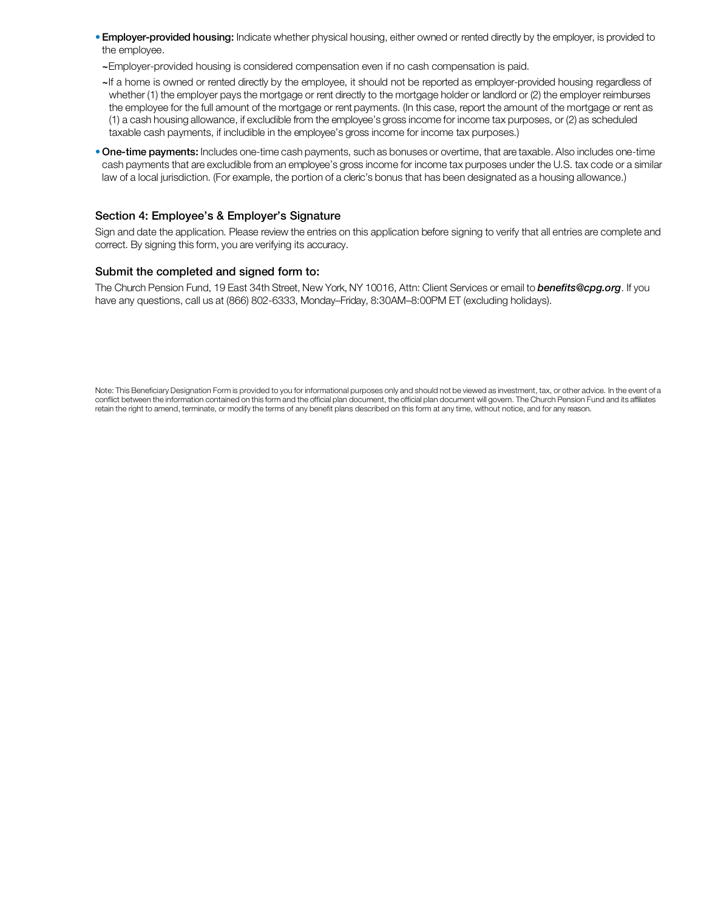- **Employer-provided housing:** Indicate whether physical housing, either owned or rented directly by the employer, is provided to the employee.
  - ~Employer-provided housing is considered compensation even if no cash compensation is paid.
  - ~If a home is owned or rented directly by the employee, it should not be reported as employer-provided housing regardless of whether (1) the employer pays the mortgage or rent directly to the mortgage holder or landlord or (2) the employer reimburses the employee for the full amount of the mortgage or rent payments. (In this case, report the amount of the mortgage or rent as (1) a cash housing allowance, if excludible from the employee's gross income for income tax purposes, or (2) as scheduled taxable cash payments, if includible in the employee's gross income for income tax purposes.)
- **One-time payments:** Includes one-time cash payments, such as bonuses or overtime, that are taxable. Also includes one-time cash payments that are excludible from an employee's gross income for income tax purposes under the U.S. tax code or a similar law of a local jurisdiction. (For example, the portion of a cleric's bonus that has been designated as a housing allowance.)

### Section 4: Employee's & Employer's Signature

Sign and date the application. Please review the entries on this application before signing to verify that all entries are complete and correct. By signing this form, you are verifying its accuracy.

### Submit the completed and signed form to:

The Church Pension Fund, 19 East 34th Street, New York, NY 10016, Attn: Client Services or email to ***benefits@cpg.org***. If you have any questions, call us at (866) 802-6333, Monday–Friday, 8:30AM–8:00PM ET (excluding holidays).

Note: This Beneficiary Designation Form is provided to you for informational purposes only and should not be viewed as investment, tax, or other advice. In the event of a conflict between the information contained on this form and the official plan document, the official plan document will govern. The Church Pension Fund and its affiliates retain the right to amend, terminate, or modify the terms of any benefit plans described on this form at any time, without notice, and for any reason.